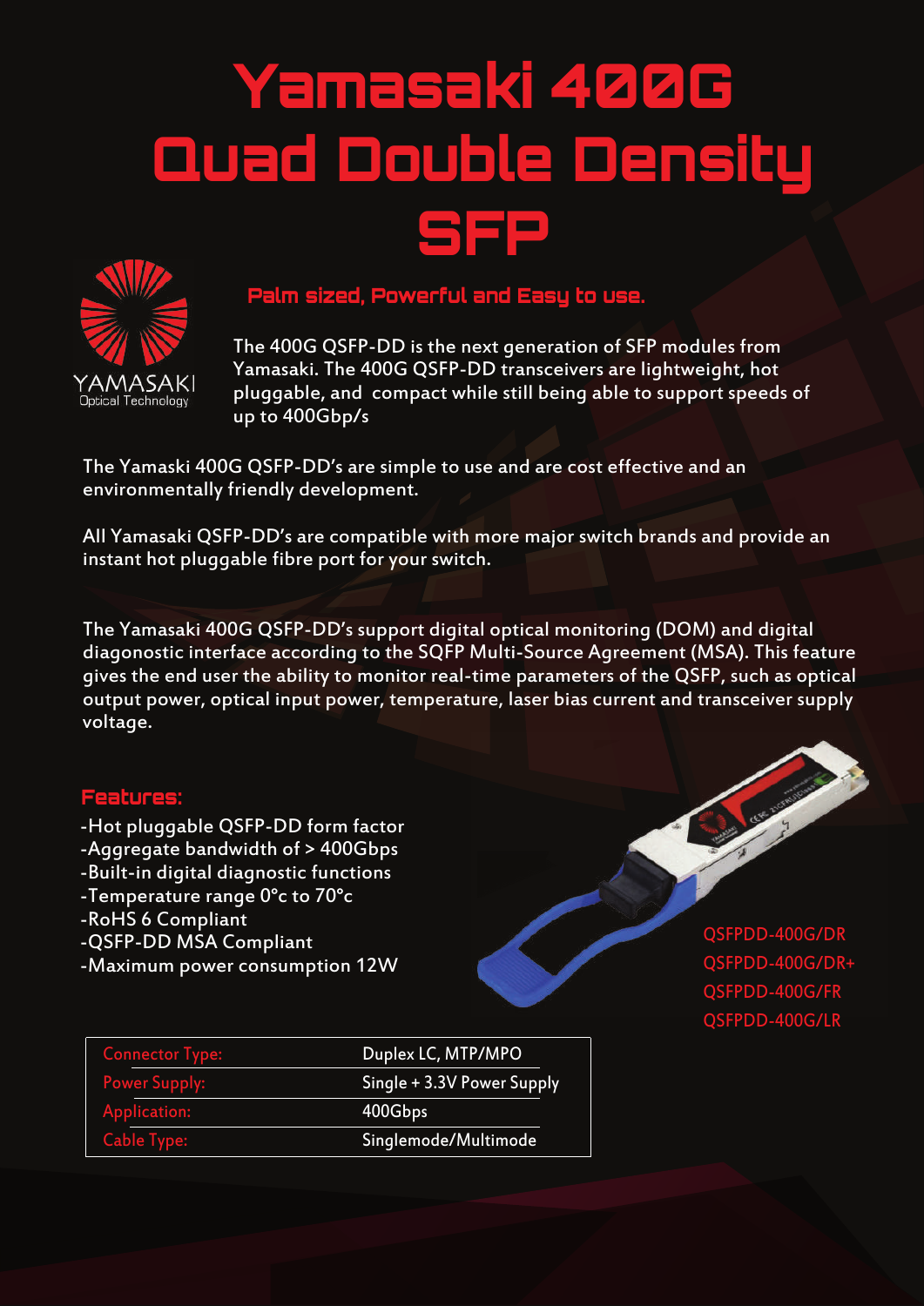# Yamasaki 400G Quad Double Density SFP

YAMASAKI
Optical Technology

## Palm sized, Powerful and Easy to use.

The 400G QSFP-DD is the next generation of SFP modules from Yamasaki. The 400G QSFP-DD transceivers are lightweight, hot pluggable, and compact while still being able to support speeds of up to 400Gbp/s

The Yamaski 400G QSFP-DD's are simple to use and are cost effective and an environmentally friendly development.

All Yamasaki QSFP-DD's are compatible with more major switch brands and provide an instant hot pluggable fibre port for your switch.

The Yamasaki 400G QSFP-DD's support digital optical monitoring (DOM) and digital diagonostic interface according to the SQFP Multi-Source Agreement (MSA). This feature gives the end user the ability to monitor real-time parameters of the QSFP, such as optical output power, optical input power, temperature, laser bias current and transceiver supply voltage.

## Features:

- -Hot pluggable QSFP-DD form factor
- -Aggregate bandwidth of > 400Gbps
- -Built-in digital diagnostic functions
- -Temperature range 0°c to 70°c
- -RoHS 6 Compliant
- -QSFP-DD MSA Compliant
- -Maximum power consumption 12W

QSFPDD-400G/DR
QSFPDD-400G/DR+
QSFPDD-400G/FR
QSFPDD-400G/LR

| | |
|---|---|
| Connector Type: | Duplex LC, MTP/MPO |
| Power Supply: | Single + 3.3V Power Supply |
| Application: | 400Gbps |
| Cable Type: | Singlemode/Multimode |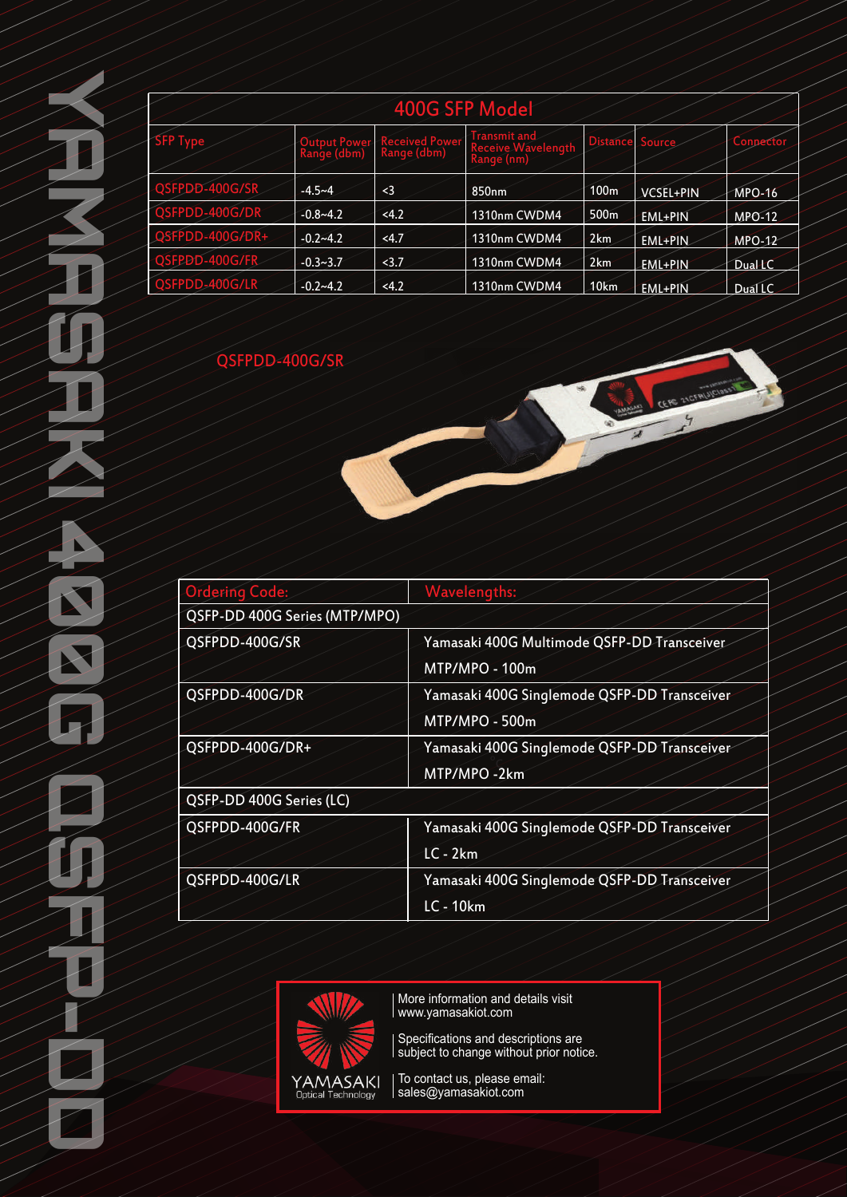# YAMASAKI 400G QSFP-DD

## 400G SFP Model

| SFP Type | Output Power Range (dbm) | Received Power Range (dbm) | Transmit and Receive Wavelength Range (nm) | Distance | Source | Connector |
|---|---|---|---|---|---|---|
| QSFPDD-400G/SR | -4.5~4 | <3 | 850nm | 100m | VCSEL+PIN | MPO-16 |
| QSFPDD-400G/DR | -0.8~4.2 | <4.2 | 1310nm CWDM4 | 500m | EML+PIN | MPO-12 |
| QSFPDD-400G/DR+ | -0.2~4.2 | <4.7 | 1310nm CWDM4 | 2km | EML+PIN | MPO-12 |
| QSFPDD-400G/FR | -0.3~3.7 | <3.7 | 1310nm CWDM4 | 2km | EML+PIN | Dual LC |
| QSFPDD-400G/LR | -0.2~4.2 | <4.2 | 1310nm CWDM4 | 10km | EML+PIN | Dual LC |

QSFPDD-400G/SR

| Ordering Code: | Wavelengths: |
|---|---|
| QSFP-DD 400G Series (MTP/MPO) | |
| QSFPDD-400G/SR | Yamasaki 400G Multimode QSFP-DD Transceiver MTP/MPO - 100m |
| QSFPDD-400G/DR | Yamasaki 400G Singlemode QSFP-DD Transceiver MTP/MPO - 500m |
| QSFPDD-400G/DR+ | Yamasaki 400G Singlemode QSFP-DD Transceiver MTP/MPO -2km |
| QSFP-DD 400G Series (LC) | |
| QSFPDD-400G/FR | Yamasaki 400G Singlemode QSFP-DD Transceiver LC - 2km |
| QSFPDD-400G/LR | Yamasaki 400G Singlemode QSFP-DD Transceiver LC - 10km |

YAMASAKI
Optical Technology

More information and details visit
www.yamasakiot.com

Specifications and descriptions are subject to change without prior notice.

To contact us, please email:
sales@yamasakiot.com